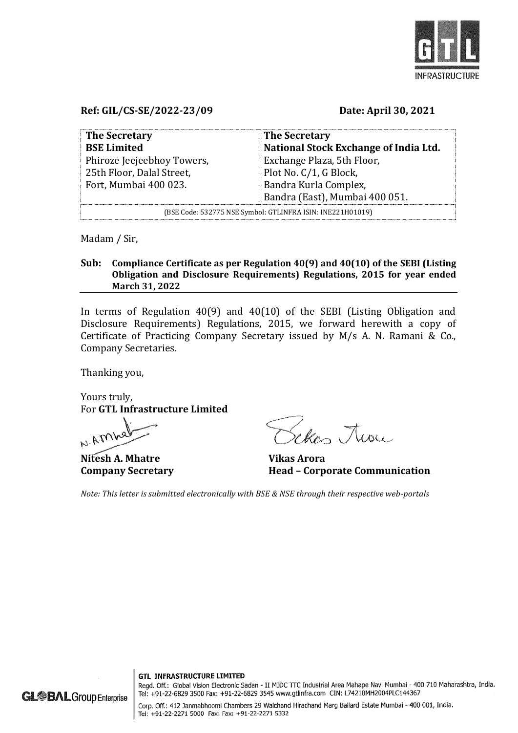**Ref: GIL/CS-SE/2022-23/09**

**Date: April 30, 2021**

| **The Secretary**<br>**BSE Limited**<br>Phiroze Jeejeebhoy Towers,<br>25th Floor, Dalal Street,<br>Fort, Mumbai 400 023. | **The Secretary**<br>**National Stock Exchange of India Ltd.**<br>Exchange Plaza, 5th Floor,<br>Plot No. C/1, G Block,<br>Bandra Kurla Complex,<br>Bandra (East), Mumbai 400 051. |
|---|---|
| (BSE Code: 532775 NSE Symbol: GTLINFRA ISIN: INE221H01019) | |

Madam / Sir,

**Sub: Compliance Certificate as per Regulation 40(9) and 40(10) of the SEBI (Listing Obligation and Disclosure Requirements) Regulations, 2015 for year ended March 31, 2022**

In terms of Regulation 40(9) and 40(10) of the SEBI (Listing Obligation and Disclosure Requirements) Regulations, 2015, we forward herewith a copy of Certificate of Practicing Company Secretary issued by M/s A. N. Ramani & Co., Company Secretaries.

Thanking you,

Yours truly,
For **GTL Infrastructure Limited**

**Nitesh A. Mhatre**
**Company Secretary**

**Vikas Arora**
**Head – Corporate Communication**

*Note: This letter is submitted electronically with BSE & NSE through their respective web-portals*

**GTL INFRASTRUCTURE LIMITED**
Regd. Off.: Global Vision Electronic Sadan - II MIDC TTC Industrial Area Mahape Navi Mumbai - 400 710 Maharashtra, India.
Tel: +91-22-6829 3500 Fax: +91-22-6829 3545 www.gtlinfra.com CIN: L74210MH2004PLC144367
Corp. Off.: 412 Janmabhoomi Chambers 29 Walchand Hirachand Marg Ballard Estate Mumbai - 400 001, India.
Tel: +91-22-2271 5000 Fax: Fax: +91-22-2271 5332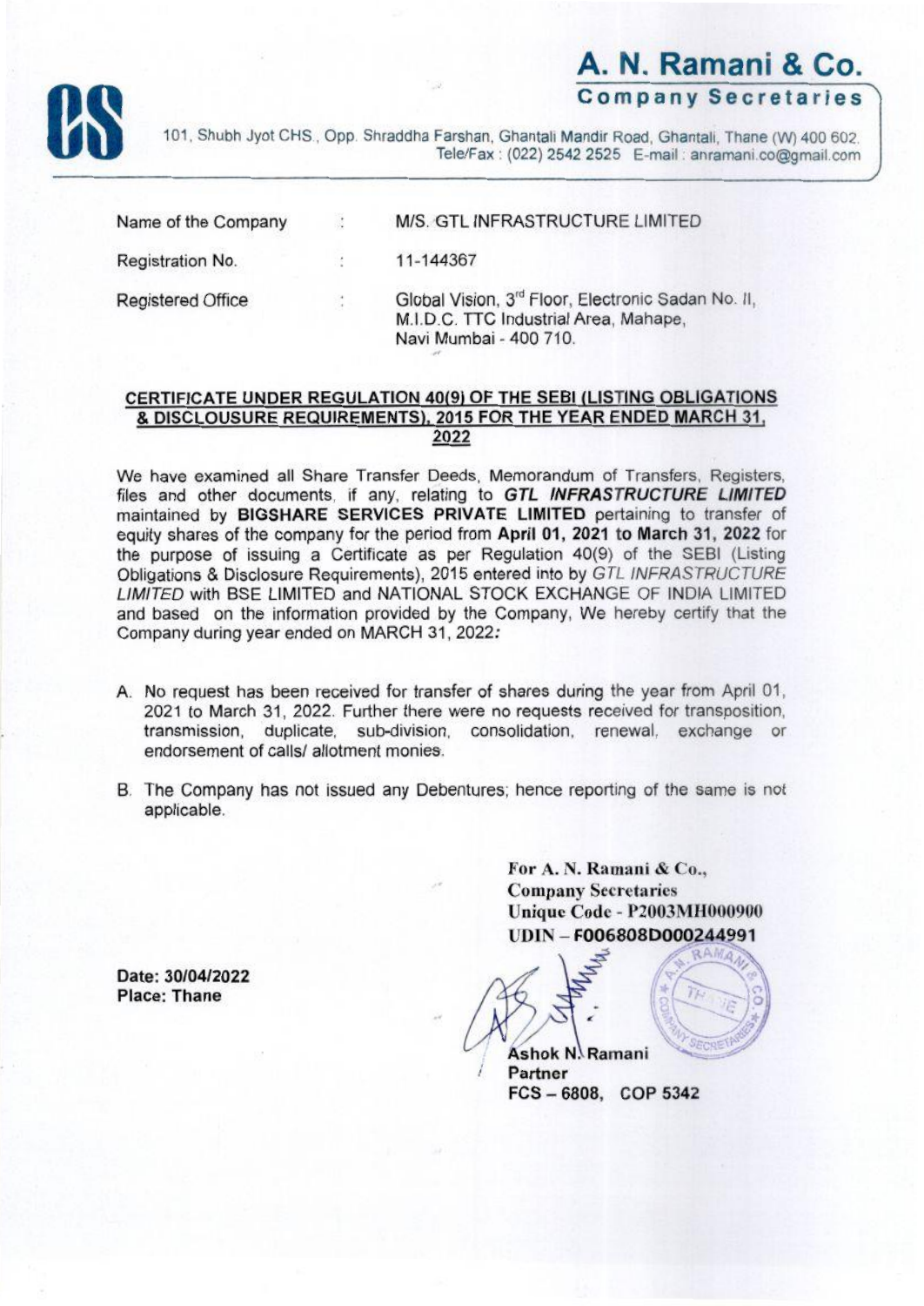# A. N. Ramani & Co.

**Company Secretaries**

101, Shubh Jyot CHS., Opp. Shraddha Farshan, Ghantali Mandir Road, Ghantali, Thane (W) 400 602.
Tele/Fax : (022) 2542 2525 E-mail : anramani.co@gmail.com

| | | |
|---|---|---|
| Name of the Company | : | M/S. GTL INFRASTRUCTURE LIMITED |
| Registration No. | : | 11-144367 |
| Registered Office | : | Global Vision, 3rd Floor, Electronic Sadan No. II, M.I.D.C. TTC Industrial Area, Mahape, Navi Mumbai - 400 710. |

## CERTIFICATE UNDER REGULATION 40(9) OF THE SEBI (LISTING OBLIGATIONS & DISCLOUSURE REQUIREMENTS), 2015 FOR THE YEAR ENDED MARCH 31, 2022

We have examined all Share Transfer Deeds, Memorandum of Transfers, Registers, files and other documents, if any, relating to ***GTL INFRASTRUCTURE LIMITED*** maintained by **BIGSHARE SERVICES PRIVATE LIMITED** pertaining to transfer of equity shares of the company for the period from **April 01, 2021 to March 31, 2022** for the purpose of issuing a Certificate as per Regulation 40(9) of the SEBI (Listing Obligations & Disclosure Requirements), 2015 entered into by *GTL INFRASTRUCTURE LIMITED* with BSE LIMITED and NATIONAL STOCK EXCHANGE OF INDIA LIMITED and based on the information provided by the Company, We hereby certify that the Company during year ended on MARCH 31, 2022:

A. No request has been received for transfer of shares during the year from April 01, 2021 to March 31, 2022. Further there were no requests received for transposition, transmission, duplicate, sub-division, consolidation, renewal, exchange or endorsement of calls/ allotment monies.

B. The Company has not issued any Debentures; hence reporting of the same is not applicable.

**For A. N. Ramani & Co.,**
**Company Secretaries**
**Unique Code - P2003MH000900**
**UDIN – F006808D000244991**

**Date: 30/04/2022**
**Place: Thane**

**Ashok N. Ramani**
**Partner**
**FCS – 6808, COP 5342**